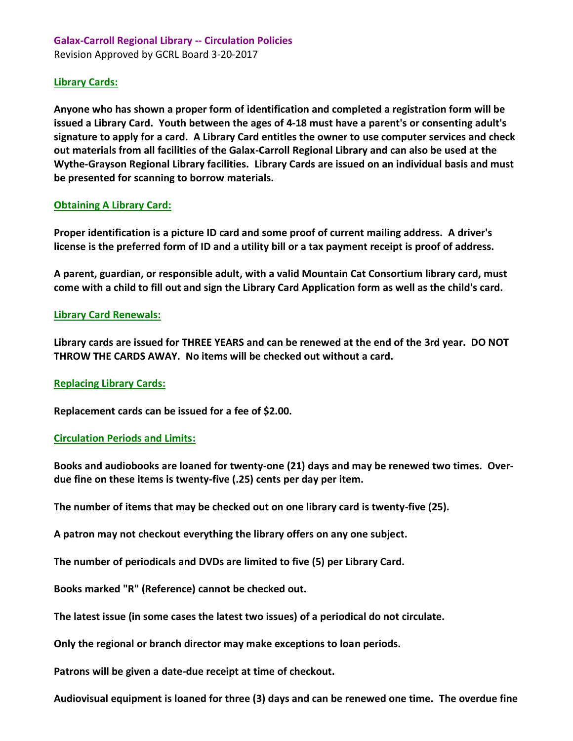# Galax-Carroll Regional Library -- Circulation Policies

Revision Approved by GCRL Board 3-20-2017

## Library Cards:

**Anyone who has shown a proper form of identification and completed a registration form will be issued a Library Card. Youth between the ages of 4-18 must have a parent's or consenting adult's signature to apply for a card. A Library Card entitles the owner to use computer services and check out materials from all facilities of the Galax-Carroll Regional Library and can also be used at the Wythe-Grayson Regional Library facilities. Library Cards are issued on an individual basis and must be presented for scanning to borrow materials.**

## Obtaining A Library Card:

**Proper identification is a picture ID card and some proof of current mailing address. A driver's license is the preferred form of ID and a utility bill or a tax payment receipt is proof of address.**

**A parent, guardian, or responsible adult, with a valid Mountain Cat Consortium library card, must come with a child to fill out and sign the Library Card Application form as well as the child's card.**

## Library Card Renewals:

**Library cards are issued for THREE YEARS and can be renewed at the end of the 3rd year. DO NOT THROW THE CARDS AWAY. No items will be checked out without a card.**

## Replacing Library Cards:

**Replacement cards can be issued for a fee of $2.00.**

## Circulation Periods and Limits:

**Books and audiobooks are loaned for twenty-one (21) days and may be renewed two times. Over-due fine on these items is twenty-five (.25) cents per day per item.**

**The number of items that may be checked out on one library card is twenty-five (25).**

**A patron may not checkout everything the library offers on any one subject.**

**The number of periodicals and DVDs are limited to five (5) per Library Card.**

**Books marked "R" (Reference) cannot be checked out.**

**The latest issue (in some cases the latest two issues) of a periodical do not circulate.**

**Only the regional or branch director may make exceptions to loan periods.**

**Patrons will be given a date-due receipt at time of checkout.**

**Audiovisual equipment is loaned for three (3) days and can be renewed one time. The overdue fine**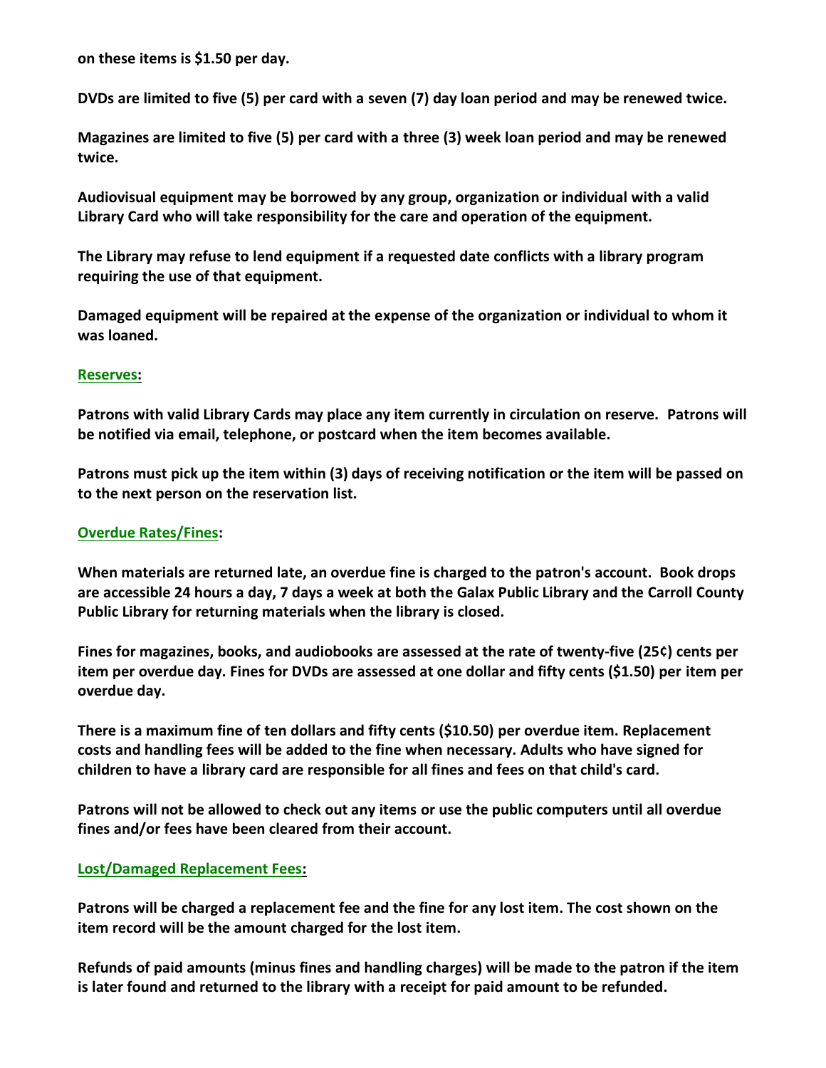**on these items is $1.50 per day.**

**DVDs are limited to five (5) per card with a seven (7) day loan period and may be renewed twice.**

**Magazines are limited to five (5) per card with a three (3) week loan period and may be renewed twice.**

**Audiovisual equipment may be borrowed by any group, organization or individual with a valid Library Card who will take responsibility for the care and operation of the equipment.**

**The Library may refuse to lend equipment if a requested date conflicts with a library program requiring the use of that equipment.**

**Damaged equipment will be repaired at the expense of the organization or individual to whom it was loaned.**

## Reserves:

**Patrons with valid Library Cards may place any item currently in circulation on reserve. Patrons will be notified via email, telephone, or postcard when the item becomes available.**

**Patrons must pick up the item within (3) days of receiving notification or the item will be passed on to the next person on the reservation list.**

## Overdue Rates/Fines:

**When materials are returned late, an overdue fine is charged to the patron's account. Book drops are accessible 24 hours a day, 7 days a week at both the Galax Public Library and the Carroll County Public Library for returning materials when the library is closed.**

**Fines for magazines, books, and audiobooks are assessed at the rate of twenty-five (25¢) cents per item per overdue day. Fines for DVDs are assessed at one dollar and fifty cents ($1.50) per item per overdue day.**

**There is a maximum fine of ten dollars and fifty cents ($10.50) per overdue item. Replacement costs and handling fees will be added to the fine when necessary. Adults who have signed for children to have a library card are responsible for all fines and fees on that child's card.**

**Patrons will not be allowed to check out any items or use the public computers until all overdue fines and/or fees have been cleared from their account.**

## Lost/Damaged Replacement Fees:

**Patrons will be charged a replacement fee and the fine for any lost item. The cost shown on the item record will be the amount charged for the lost item.**

**Refunds of paid amounts (minus fines and handling charges) will be made to the patron if the item is later found and returned to the library with a receipt for paid amount to be refunded.**